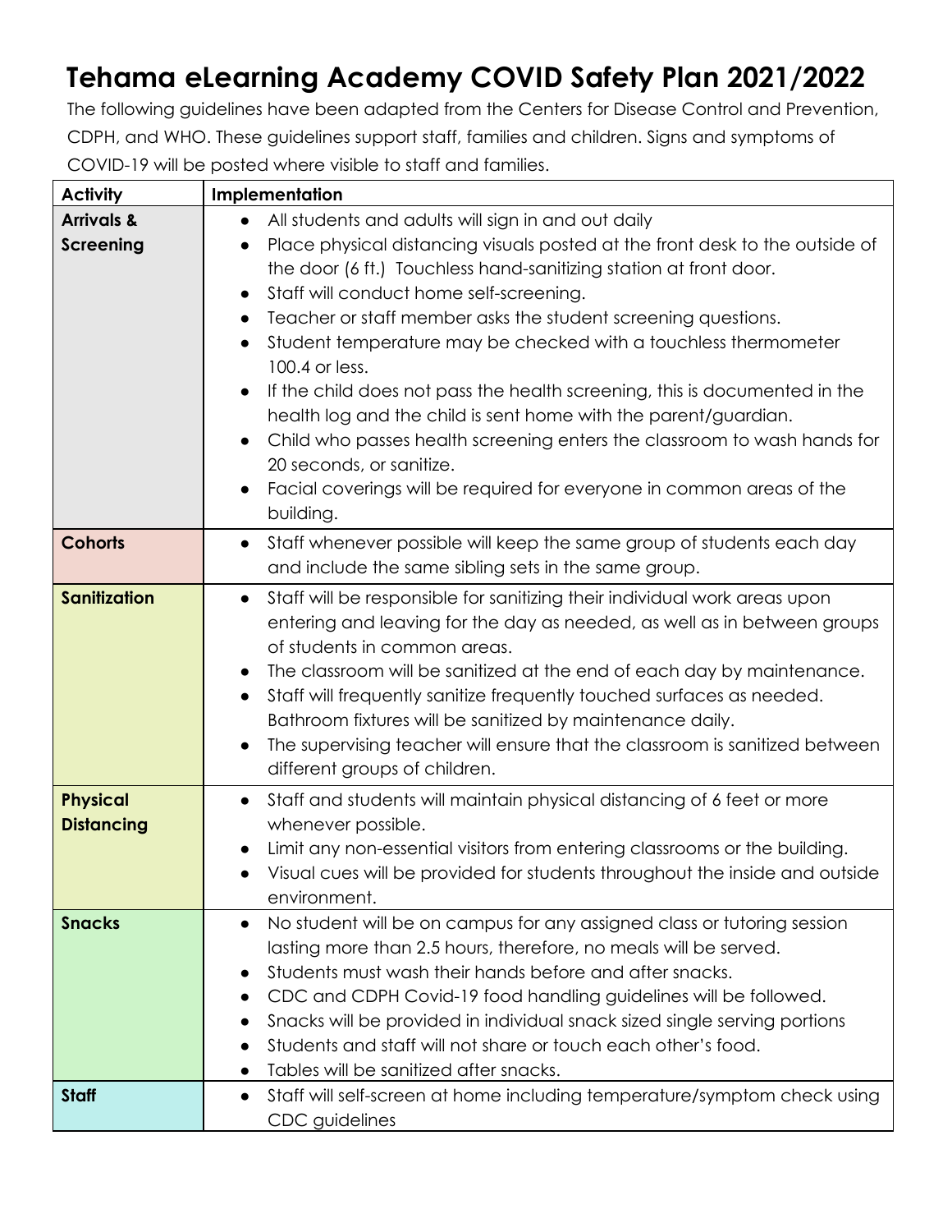# Tehama eLearning Academy COVID Safety Plan 2021/2022

The following guidelines have been adapted from the Centers for Disease Control and Prevention, CDPH, and WHO. These guidelines support staff, families and children. Signs and symptoms of COVID-19 will be posted where visible to staff and families.

| Activity | Implementation |
|---|---|
| **Arrivals & Screening** | • All students and adults will sign in and out daily<br>• Place physical distancing visuals posted at the front desk to the outside of the door (6 ft.) Touchless hand-sanitizing station at front door.<br>• Staff will conduct home self-screening.<br>• Teacher or staff member asks the student screening questions.<br>• Student temperature may be checked with a touchless thermometer 100.4 or less.<br>• If the child does not pass the health screening, this is documented in the health log and the child is sent home with the parent/guardian.<br>• Child who passes health screening enters the classroom to wash hands for 20 seconds, or sanitize.<br>• Facial coverings will be required for everyone in common areas of the building. |
| **Cohorts** | • Staff whenever possible will keep the same group of students each day and include the same sibling sets in the same group. |
| **Sanitization** | • Staff will be responsible for sanitizing their individual work areas upon entering and leaving for the day as needed, as well as in between groups of students in common areas.<br>• The classroom will be sanitized at the end of each day by maintenance.<br>• Staff will frequently sanitize frequently touched surfaces as needed. Bathroom fixtures will be sanitized by maintenance daily.<br>• The supervising teacher will ensure that the classroom is sanitized between different groups of children. |
| **Physical Distancing** | • Staff and students will maintain physical distancing of 6 feet or more whenever possible.<br>• Limit any non-essential visitors from entering classrooms or the building.<br>• Visual cues will be provided for students throughout the inside and outside environment. |
| **Snacks** | • No student will be on campus for any assigned class or tutoring session lasting more than 2.5 hours, therefore, no meals will be served.<br>• Students must wash their hands before and after snacks.<br>• CDC and CDPH Covid-19 food handling guidelines will be followed.<br>• Snacks will be provided in individual snack sized single serving portions<br>• Students and staff will not share or touch each other's food.<br>• Tables will be sanitized after snacks. |
| **Staff** | • Staff will self-screen at home including temperature/symptom check using CDC guidelines |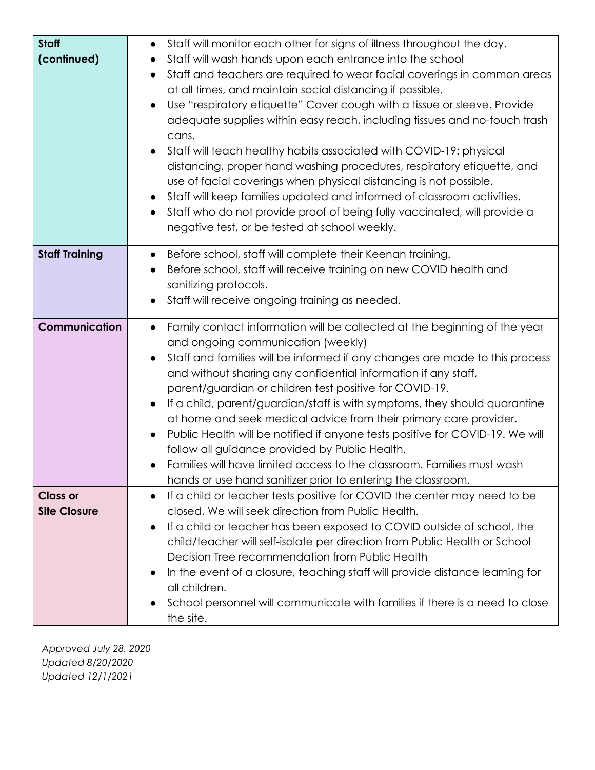| | |
|---|---|
| **Staff (continued)** | • Staff will monitor each other for signs of illness throughout the day.<br>• Staff will wash hands upon each entrance into the school<br>• Staff and teachers are required to wear facial coverings in common areas at all times, and maintain social distancing if possible.<br>• Use "respiratory etiquette" Cover cough with a tissue or sleeve. Provide adequate supplies within easy reach, including tissues and no-touch trash cans.<br>• Staff will teach healthy habits associated with COVID-19: physical distancing, proper hand washing procedures, respiratory etiquette, and use of facial coverings when physical distancing is not possible.<br>• Staff will keep families updated and informed of classroom activities.<br>• Staff who do not provide proof of being fully vaccinated, will provide a negative test, or be tested at school weekly. |
| **Staff Training** | • Before school, staff will complete their Keenan training.<br>• Before school, staff will receive training on new COVID health and sanitizing protocols.<br>• Staff will receive ongoing training as needed. |
| **Communication** | • Family contact information will be collected at the beginning of the year and ongoing communication (weekly)<br>• Staff and families will be informed if any changes are made to this process and without sharing any confidential information if any staff, parent/guardian or children test positive for COVID-19.<br>• If a child, parent/guardian/staff is with symptoms, they should quarantine at home and seek medical advice from their primary care provider.<br>• Public Health will be notified if anyone tests positive for COVID-19. We will follow all guidance provided by Public Health.<br>• Families will have limited access to the classroom. Families must wash hands or use hand sanitizer prior to entering the classroom. |
| **Class or Site Closure** | • If a child or teacher tests positive for COVID the center may need to be closed. We will seek direction from Public Health.<br>• If a child or teacher has been exposed to COVID outside of school, the child/teacher will self-isolate per direction from Public Health or School Decision Tree recommendation from Public Health<br>• In the event of a closure, teaching staff will provide distance learning for all children.<br>• School personnel will communicate with families if there is a need to close the site. |

*Approved July 28, 2020*
*Updated 8/20/2020*
*Updated 12/1/2021*